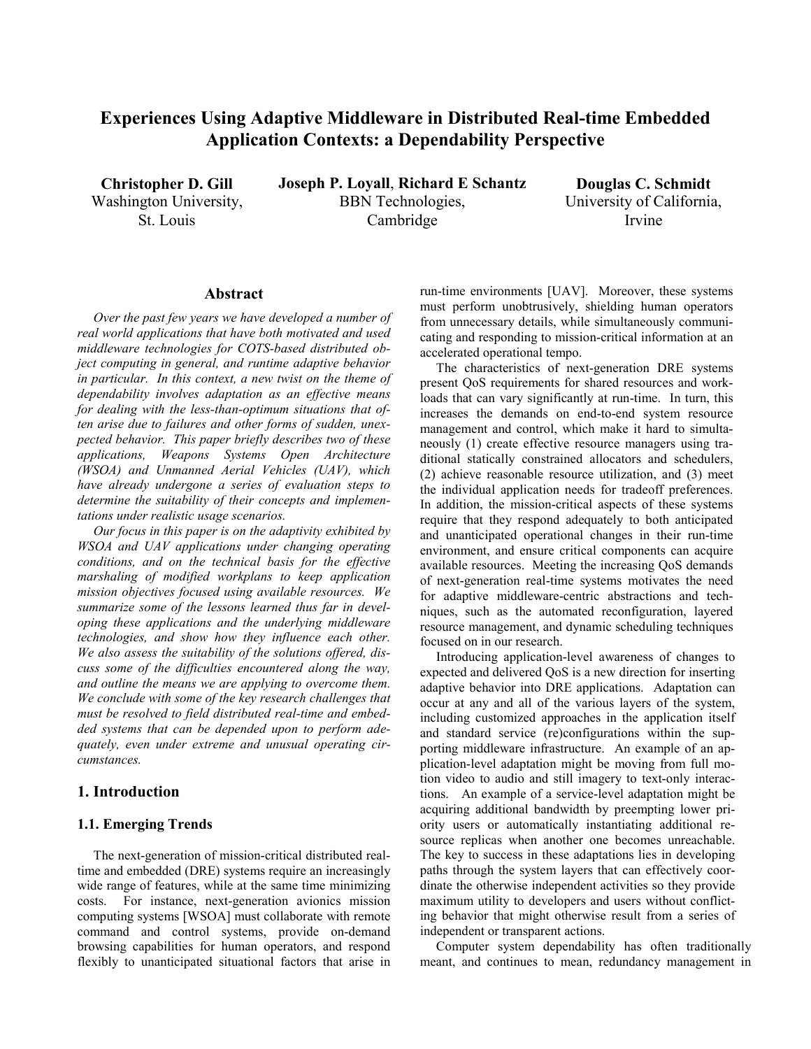# Experiences Using Adaptive Middleware in Distributed Real-time Embedded Application Contexts: a Dependability Perspective

**Christopher D. Gill**
Washington University, St. Louis

**Joseph P. Loyall, Richard E Schantz**
BBN Technologies, Cambridge

**Douglas C. Schmidt**
University of California, Irvine

## Abstract

*Over the past few years we have developed a number of real world applications that have both motivated and used middleware technologies for COTS-based distributed object computing in general, and runtime adaptive behavior in particular. In this context, a new twist on the theme of dependability involves adaptation as an effective means for dealing with the less-than-optimum situations that often arise due to failures and other forms of sudden, unexpected behavior. This paper briefly describes two of these applications, Weapons Systems Open Architecture (WSOA) and Unmanned Aerial Vehicles (UAV), which have already undergone a series of evaluation steps to determine the suitability of their concepts and implementations under realistic usage scenarios.*

*Our focus in this paper is on the adaptivity exhibited by WSOA and UAV applications under changing operating conditions, and on the technical basis for the effective marshaling of modified workplans to keep application mission objectives focused using available resources. We summarize some of the lessons learned thus far in developing these applications and the underlying middleware technologies, and show how they influence each other. We also assess the suitability of the solutions offered, discuss some of the difficulties encountered along the way, and outline the means we are applying to overcome them. We conclude with some of the key research challenges that must be resolved to field distributed real-time and embedded systems that can be depended upon to perform adequately, even under extreme and unusual operating circumstances.*

## 1. Introduction

### 1.1. Emerging Trends

The next-generation of mission-critical distributed real-time and embedded (DRE) systems require an increasingly wide range of features, while at the same time minimizing costs. For instance, next-generation avionics mission computing systems [WSOA] must collaborate with remote command and control systems, provide on-demand browsing capabilities for human operators, and respond flexibly to unanticipated situational factors that arise in run-time environments [UAV]. Moreover, these systems must perform unobtrusively, shielding human operators from unnecessary details, while simultaneously communicating and responding to mission-critical information at an accelerated operational tempo.

The characteristics of next-generation DRE systems present QoS requirements for shared resources and workloads that can vary significantly at run-time. In turn, this increases the demands on end-to-end system resource management and control, which make it hard to simultaneously (1) create effective resource managers using traditional statically constrained allocators and schedulers, (2) achieve reasonable resource utilization, and (3) meet the individual application needs for tradeoff preferences. In addition, the mission-critical aspects of these systems require that they respond adequately to both anticipated and unanticipated operational changes in their run-time environment, and ensure critical components can acquire available resources. Meeting the increasing QoS demands of next-generation real-time systems motivates the need for adaptive middleware-centric abstractions and techniques, such as the automated reconfiguration, layered resource management, and dynamic scheduling techniques focused on in our research.

Introducing application-level awareness of changes to expected and delivered QoS is a new direction for inserting adaptive behavior into DRE applications. Adaptation can occur at any and all of the various layers of the system, including customized approaches in the application itself and standard service (re)configurations within the supporting middleware infrastructure. An example of an application-level adaptation might be moving from full motion video to audio and still imagery to text-only interactions. An example of a service-level adaptation might be acquiring additional bandwidth by preempting lower priority users or automatically instantiating additional resource replicas when another one becomes unreachable. The key to success in these adaptations lies in developing paths through the system layers that can effectively coordinate the otherwise independent activities so they provide maximum utility to developers and users without conflicting behavior that might otherwise result from a series of independent or transparent actions.

Computer system dependability has often traditionally meant, and continues to mean, redundancy management in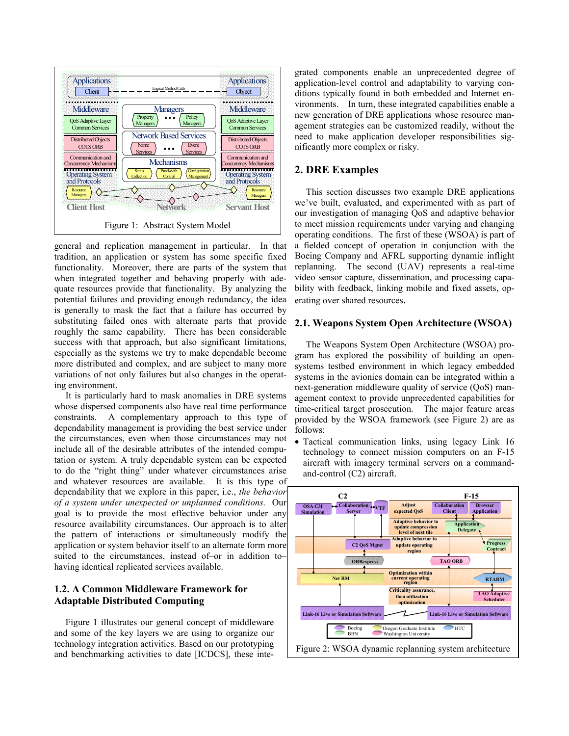Figure 1: Abstract System Model

general and replication management in particular. In that tradition, an application or system has some specific fixed functionality. Moreover, there are parts of the system that when integrated together and behaving properly with adequate resources provide that functionality. By analyzing the potential failures and providing enough redundancy, the idea is generally to mask the fact that a failure has occurred by substituting failed ones with alternate parts that provide roughly the same capability. There has been considerable success with that approach, but also significant limitations, especially as the systems we try to make dependable become more distributed and complex, and are subject to many more variations of not only failures but also changes in the operating environment.

It is particularly hard to mask anomalies in DRE systems whose dispersed components also have real time performance constraints. A complementary approach to this type of dependability management is providing the best service under the circumstances, even when those circumstances may not include all of the desirable attributes of the intended computation or system. A truly dependable system can be expected to do the "right thing" under whatever circumstances arise and whatever resources are available. It is this type of dependability that we explore in this paper, i.e., *the behavior of a system under unexpected or unplanned conditions*. Our goal is to provide the most effective behavior under any resource availability circumstances. Our approach is to alter the pattern of interactions or simultaneously modify the application or system behavior itself to an alternate form more suited to the circumstances, instead of–or in addition to–having identical replicated services available.

### 1.2. A Common Middleware Framework for Adaptable Distributed Computing

Figure 1 illustrates our general concept of middleware and some of the key layers we are using to organize our technology integration activities. Based on our prototyping and benchmarking activities to date [ICDCS], these integrated components enable an unprecedented degree of application-level control and adaptability to varying conditions typically found in both embedded and Internet environments. In turn, these integrated capabilities enable a new generation of DRE applications whose resource management strategies can be customized readily, without the need to make application developer responsibilities significantly more complex or risky.

## 2. DRE Examples

This section discusses two example DRE applications we've built, evaluated, and experimented with as part of our investigation of managing QoS and adaptive behavior to meet mission requirements under varying and changing operating conditions. The first of these (WSOA) is part of a fielded concept of operation in conjunction with the Boeing Company and AFRL supporting dynamic inflight replanning. The second (UAV) represents a real-time video sensor capture, dissemination, and processing capability with feedback, linking mobile and fixed assets, operating over shared resources.

### 2.1. Weapons System Open Architecture (WSOA)

The Weapons System Open Architecture (WSOA) program has explored the possibility of building an open-systems testbed environment in which legacy embedded systems in the avionics domain can be integrated within a next-generation middleware quality of service (QoS) management context to provide unprecedented capabilities for time-critical target prosecution. The major feature areas provided by the WSOA framework (see Figure 2) are as follows:

- Tactical communication links, using legacy Link 16 technology to connect mission computers on an F-15 aircraft with imagery terminal servers on a command-and-control (C2) aircraft.

Figure 2: WSOA dynamic replanning system architecture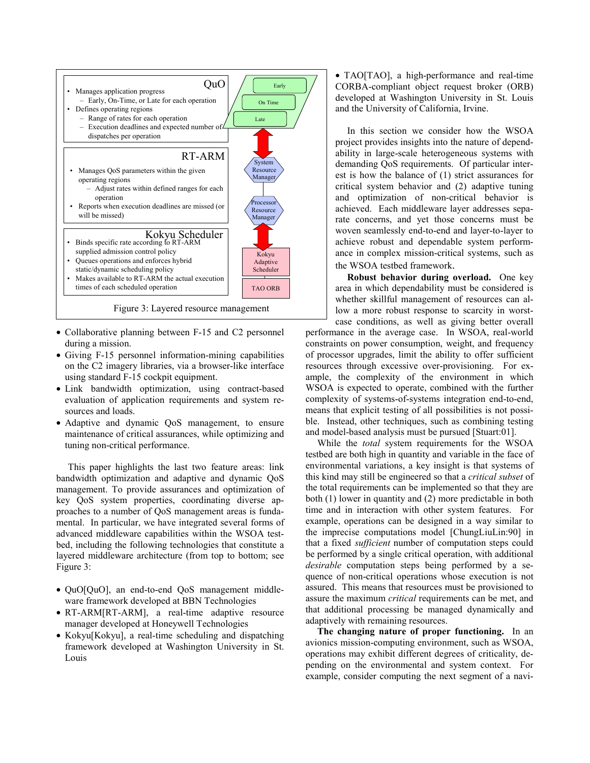QuO

- Manages application progress
  - Early, On-Time, or Late for each operation
- Defines operating regions
  - Range of rates for each operation
  - Execution deadlines and expected number of dispatches per operation

RT-ARM

- Manages QoS parameters within the given operating regions
  - Adjust rates within defined ranges for each operation
- Reports when execution deadlines are missed (or will be missed)

Kokyu Scheduler

- Binds specific rate according to RT-ARM supplied admission control policy
- Queues operations and enforces hybrid static/dynamic scheduling policy
- Makes available to RT-ARM the actual execution times of each scheduled operation

Early | On Time | Late | System Resource Manager | Processor Resource Manager | Kokyu Adaptive Scheduler | TAO ORB

Figure 3: Layered resource management

- Collaborative planning between F-15 and C2 personnel during a mission.
- Giving F-15 personnel information-mining capabilities on the C2 imagery libraries, via a browser-like interface using standard F-15 cockpit equipment.
- Link bandwidth optimization, using contract-based evaluation of application requirements and system resources and loads.
- Adaptive and dynamic QoS management, to ensure maintenance of critical assurances, while optimizing and tuning non-critical performance.

This paper highlights the last two feature areas: link bandwidth optimization and adaptive and dynamic QoS management. To provide assurances and optimization of key QoS system properties, coordinating diverse approaches to a number of QoS management areas is fundamental. In particular, we have integrated several forms of advanced middleware capabilities within the WSOA testbed, including the following technologies that constitute a layered middleware architecture (from top to bottom; see Figure 3:

- QuO[QuO], an end-to-end QoS management middleware framework developed at BBN Technologies
- RT-ARM[RT-ARM], a real-time adaptive resource manager developed at Honeywell Technologies
- Kokyu[Kokyu], a real-time scheduling and dispatching framework developed at Washington University in St. Louis
- TAO[TAO], a high-performance and real-time CORBA-compliant request broker (ORB) developed at Washington University in St. Louis and the University of California, Irvine.

In this section we consider how the WSOA project provides insights into the nature of dependability in large-scale heterogeneous systems with demanding QoS requirements. Of particular interest is how the balance of (1) strict assurances for critical system behavior and (2) adaptive tuning and optimization of non-critical behavior is achieved. Each middleware layer addresses separate concerns, and yet those concerns must be woven seamlessly end-to-end and layer-to-layer to achieve robust and dependable system performance in complex mission-critical systems, such as the WSOA testbed framework.

**Robust behavior during overload.** One key area in which dependability must be considered is whether skillful management of resources can allow a more robust response to scarcity in worst-case conditions, as well as giving better overall performance in the average case. In WSOA, real-world constraints on power consumption, weight, and frequency of processor upgrades, limit the ability to offer sufficient resources through excessive over-provisioning. For example, the complexity of the environment in which WSOA is expected to operate, combined with the further complexity of systems-of-systems integration end-to-end, means that explicit testing of all possibilities is not possible. Instead, other techniques, such as combining testing and model-based analysis must be pursued [Stuart:01].

While the *total* system requirements for the WSOA testbed are both high in quantity and variable in the face of environmental variations, a key insight is that systems of this kind may still be engineered so that a *critical subset* of the total requirements can be implemented so that they are both (1) lower in quantity and (2) more predictable in both time and in interaction with other system features. For example, operations can be designed in a way similar to the imprecise computations model [ChungLiuLin:90] in that a fixed *sufficient* number of computation steps could be performed by a single critical operation, with additional *desirable* computation steps being performed by a sequence of non-critical operations whose execution is not assured. This means that resources must be provisioned to assure the maximum *critical* requirements can be met, and that additional processing be managed dynamically and adaptively with remaining resources.

**The changing nature of proper functioning.** In an avionics mission-computing environment, such as WSOA, operations may exhibit different degrees of criticality, depending on the environmental and system context. For example, consider computing the next segment of a navi-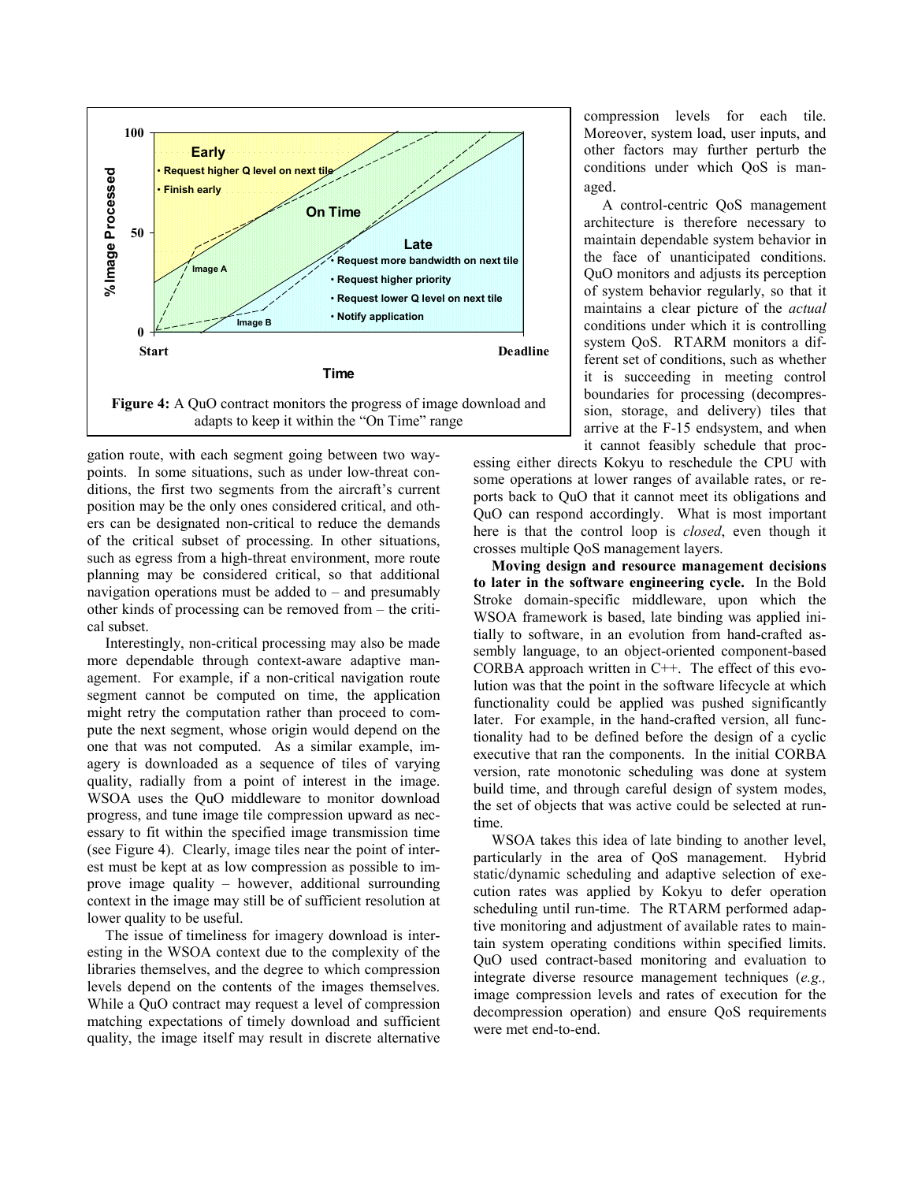**Figure 4:** A QuO contract monitors the progress of image download and adapts to keep it within the "On Time" range

gation route, with each segment going between two waypoints. In some situations, such as under low-threat conditions, the first two segments from the aircraft's current position may be the only ones considered critical, and others can be designated non-critical to reduce the demands of the critical subset of processing. In other situations, such as egress from a high-threat environment, more route planning may be considered critical, so that additional navigation operations must be added to – and presumably other kinds of processing can be removed from – the critical subset.

Interestingly, non-critical processing may also be made more dependable through context-aware adaptive management. For example, if a non-critical navigation route segment cannot be computed on time, the application might retry the computation rather than proceed to compute the next segment, whose origin would depend on the one that was not computed. As a similar example, imagery is downloaded as a sequence of tiles of varying quality, radially from a point of interest in the image. WSOA uses the QuO middleware to monitor download progress, and tune image tile compression upward as necessary to fit within the specified image transmission time (see Figure 4). Clearly, image tiles near the point of interest must be kept at as low compression as possible to improve image quality – however, additional surrounding context in the image may still be of sufficient resolution at lower quality to be useful.

The issue of timeliness for imagery download is interesting in the WSOA context due to the complexity of the libraries themselves, and the degree to which compression levels depend on the contents of the images themselves. While a QuO contract may request a level of compression matching expectations of timely download and sufficient quality, the image itself may result in discrete alternative compression levels for each tile. Moreover, system load, user inputs, and other factors may further perturb the conditions under which QoS is managed.

A control-centric QoS management architecture is therefore necessary to maintain dependable system behavior in the face of unanticipated conditions. QuO monitors and adjusts its perception of system behavior regularly, so that it maintains a clear picture of the *actual* conditions under which it is controlling system QoS. RTARM monitors a different set of conditions, such as whether it is succeeding in meeting control boundaries for processing (decompression, storage, and delivery) tiles that arrive at the F-15 endsystem, and when it cannot feasibly schedule that processing either directs Kokyu to reschedule the CPU with some operations at lower ranges of available rates, or reports back to QuO that it cannot meet its obligations and QuO can respond accordingly. What is most important here is that the control loop is *closed*, even though it crosses multiple QoS management layers.

**Moving design and resource management decisions to later in the software engineering cycle.** In the Bold Stroke domain-specific middleware, upon which the WSOA framework is based, late binding was applied initially to software, in an evolution from hand-crafted assembly language, to an object-oriented component-based CORBA approach written in C++. The effect of this evolution was that the point in the software lifecycle at which functionality could be applied was pushed significantly later. For example, in the hand-crafted version, all functionality had to be defined before the design of a cyclic executive that ran the components. In the initial CORBA version, rate monotonic scheduling was done at system build time, and through careful design of system modes, the set of objects that was active could be selected at run-time.

WSOA takes this idea of late binding to another level, particularly in the area of QoS management. Hybrid static/dynamic scheduling and adaptive selection of execution rates was applied by Kokyu to defer operation scheduling until run-time. The RTARM performed adaptive monitoring and adjustment of available rates to maintain system operating conditions within specified limits. QuO used contract-based monitoring and evaluation to integrate diverse resource management techniques (*e.g.,* image compression levels and rates of execution for the decompression operation) and ensure QoS requirements were met end-to-end.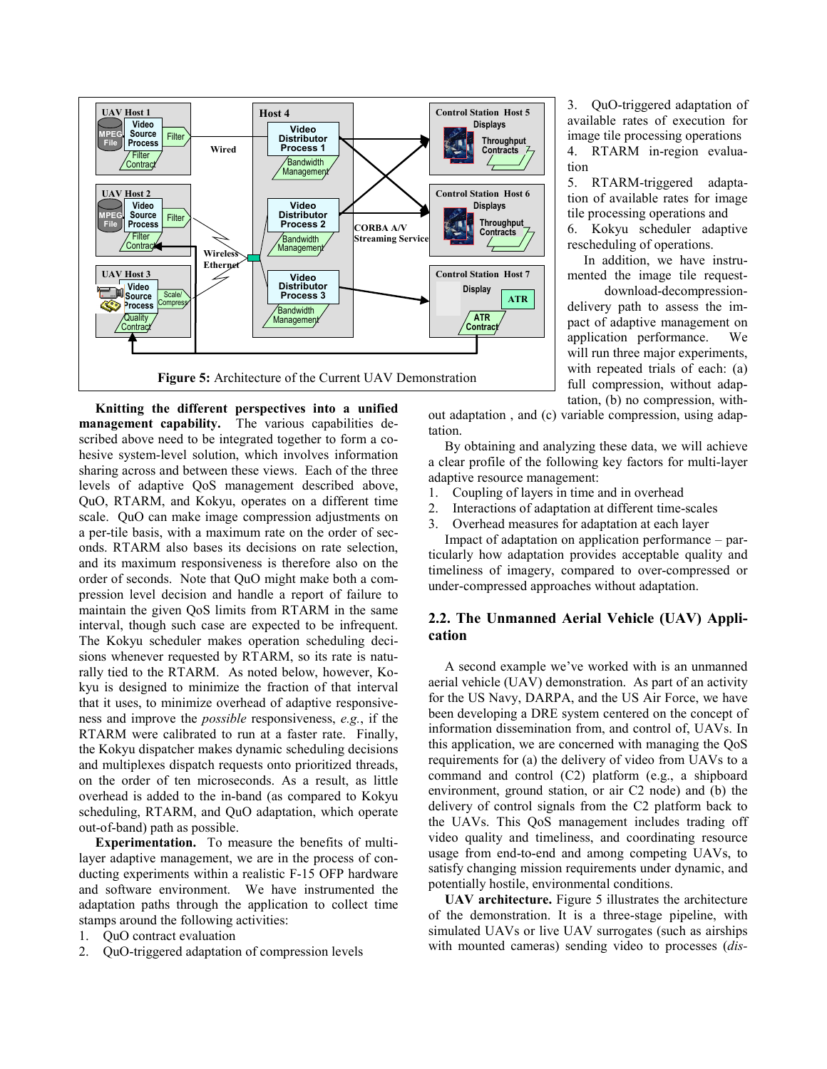**Figure 5:** Architecture of the Current UAV Demonstration

**Knitting the different perspectives into a unified management capability.** The various capabilities described above need to be integrated together to form a cohesive system-level solution, which involves information sharing across and between these views. Each of the three levels of adaptive QoS management described above, QuO, RTARM, and Kokyu, operates on a different time scale. QuO can make image compression adjustments on a per-tile basis, with a maximum rate on the order of seconds. RTARM also bases its decisions on rate selection, and its maximum responsiveness is therefore also on the order of seconds. Note that QuO might make both a compression level decision and handle a report of failure to maintain the given QoS limits from RTARM in the same interval, though such case are expected to be infrequent. The Kokyu scheduler makes operation scheduling decisions whenever requested by RTARM, so its rate is naturally tied to the RTARM. As noted below, however, Kokyu is designed to minimize the fraction of that interval that it uses, to minimize overhead of adaptive responsiveness and improve the *possible* responsiveness, *e.g.*, if the RTARM were calibrated to run at a faster rate. Finally, the Kokyu dispatcher makes dynamic scheduling decisions and multiplexes dispatch requests onto prioritized threads, on the order of ten microseconds. As a result, as little overhead is added to the in-band (as compared to Kokyu scheduling, RTARM, and QuO adaptation, which operate out-of-band) path as possible.

**Experimentation.** To measure the benefits of multi-layer adaptive management, we are in the process of conducting experiments within a realistic F-15 OFP hardware and software environment. We have instrumented the adaptation paths through the application to collect time stamps around the following activities:

1. QuO contract evaluation
2. QuO-triggered adaptation of compression levels
3. QuO-triggered adaptation of available rates of execution for image tile processing operations
4. RTARM in-region evaluation
5. RTARM-triggered adaptation of available rates for image tile processing operations and
6. Kokyu scheduler adaptive rescheduling of operations.

In addition, we have instrumented the image tile request-download-decompression-delivery path to assess the impact of adaptive management on application performance. We will run three major experiments, with repeated trials of each: (a) full compression, without adaptation, (b) no compression, without adaptation , and (c) variable compression, using adaptation.

By obtaining and analyzing these data, we will achieve a clear profile of the following key factors for multi-layer adaptive resource management:

1. Coupling of layers in time and in overhead
2. Interactions of adaptation at different time-scales
3. Overhead measures for adaptation at each layer

Impact of adaptation on application performance – particularly how adaptation provides acceptable quality and timeliness of imagery, compared to over-compressed or under-compressed approaches without adaptation.

## 2.2. The Unmanned Aerial Vehicle (UAV) Application

A second example we've worked with is an unmanned aerial vehicle (UAV) demonstration. As part of an activity for the US Navy, DARPA, and the US Air Force, we have been developing a DRE system centered on the concept of information dissemination from, and control of, UAVs. In this application, we are concerned with managing the QoS requirements for (a) the delivery of video from UAVs to a command and control (C2) platform (e.g., a shipboard environment, ground station, or air C2 node) and (b) the delivery of control signals from the C2 platform back to the UAVs. This QoS management includes trading off video quality and timeliness, and coordinating resource usage from end-to-end and among competing UAVs, to satisfy changing mission requirements under dynamic, and potentially hostile, environmental conditions.

**UAV architecture.** Figure 5 illustrates the architecture of the demonstration. It is a three-stage pipeline, with simulated UAVs or live UAV surrogates (such as airships with mounted cameras) sending video to processes (*dis-*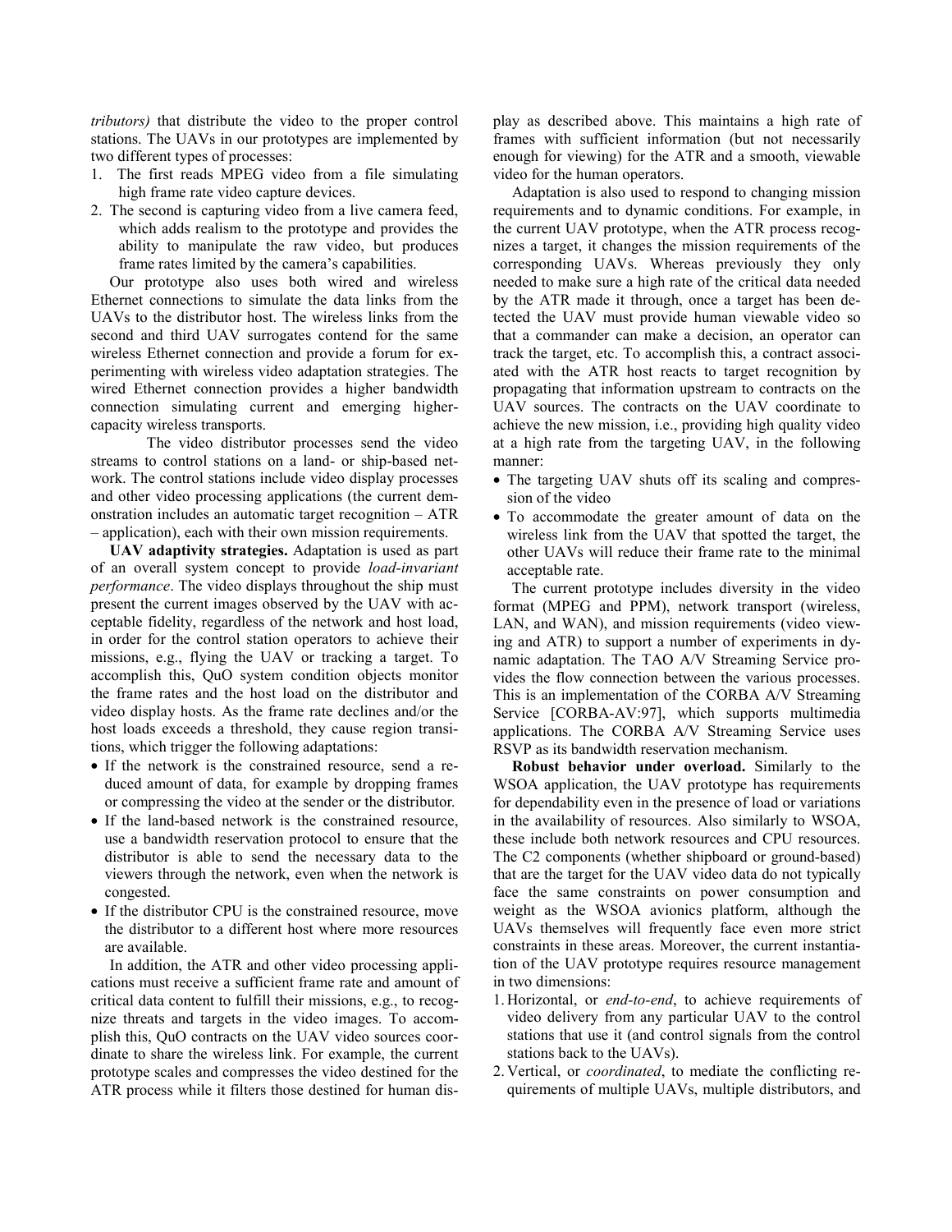*tributors)* that distribute the video to the proper control stations. The UAVs in our prototypes are implemented by two different types of processes:

1. The first reads MPEG video from a file simulating high frame rate video capture devices.
2. The second is capturing video from a live camera feed, which adds realism to the prototype and provides the ability to manipulate the raw video, but produces frame rates limited by the camera's capabilities.

Our prototype also uses both wired and wireless Ethernet connections to simulate the data links from the UAVs to the distributor host. The wireless links from the second and third UAV surrogates contend for the same wireless Ethernet connection and provide a forum for experimenting with wireless video adaptation strategies. The wired Ethernet connection provides a higher bandwidth connection simulating current and emerging higher-capacity wireless transports.

The video distributor processes send the video streams to control stations on a land- or ship-based network. The control stations include video display processes and other video processing applications (the current demonstration includes an automatic target recognition – ATR – application), each with their own mission requirements.

**UAV adaptivity strategies.** Adaptation is used as part of an overall system concept to provide *load-invariant performance*. The video displays throughout the ship must present the current images observed by the UAV with acceptable fidelity, regardless of the network and host load, in order for the control station operators to achieve their missions, e.g., flying the UAV or tracking a target. To accomplish this, QuO system condition objects monitor the frame rates and the host load on the distributor and video display hosts. As the frame rate declines and/or the host loads exceeds a threshold, they cause region transitions, which trigger the following adaptations:

- If the network is the constrained resource, send a reduced amount of data, for example by dropping frames or compressing the video at the sender or the distributor.
- If the land-based network is the constrained resource, use a bandwidth reservation protocol to ensure that the distributor is able to send the necessary data to the viewers through the network, even when the network is congested.
- If the distributor CPU is the constrained resource, move the distributor to a different host where more resources are available.

In addition, the ATR and other video processing applications must receive a sufficient frame rate and amount of critical data content to fulfill their missions, e.g., to recognize threats and targets in the video images. To accomplish this, QuO contracts on the UAV video sources coordinate to share the wireless link. For example, the current prototype scales and compresses the video destined for the ATR process while it filters those destined for human display as described above. This maintains a high rate of frames with sufficient information (but not necessarily enough for viewing) for the ATR and a smooth, viewable video for the human operators.

Adaptation is also used to respond to changing mission requirements and to dynamic conditions. For example, in the current UAV prototype, when the ATR process recognizes a target, it changes the mission requirements of the corresponding UAVs. Whereas previously they only needed to make sure a high rate of the critical data needed by the ATR made it through, once a target has been detected the UAV must provide human viewable video so that a commander can make a decision, an operator can track the target, etc. To accomplish this, a contract associated with the ATR host reacts to target recognition by propagating that information upstream to contracts on the UAV sources. The contracts on the UAV coordinate to achieve the new mission, i.e., providing high quality video at a high rate from the targeting UAV, in the following manner:

- The targeting UAV shuts off its scaling and compression of the video
- To accommodate the greater amount of data on the wireless link from the UAV that spotted the target, the other UAVs will reduce their frame rate to the minimal acceptable rate.

The current prototype includes diversity in the video format (MPEG and PPM), network transport (wireless, LAN, and WAN), and mission requirements (video viewing and ATR) to support a number of experiments in dynamic adaptation. The TAO A/V Streaming Service provides the flow connection between the various processes. This is an implementation of the CORBA A/V Streaming Service [CORBA-AV:97], which supports multimedia applications. The CORBA A/V Streaming Service uses RSVP as its bandwidth reservation mechanism.

**Robust behavior under overload.** Similarly to the WSOA application, the UAV prototype has requirements for dependability even in the presence of load or variations in the availability of resources. Also similarly to WSOA, these include both network resources and CPU resources. The C2 components (whether shipboard or ground-based) that are the target for the UAV video data do not typically face the same constraints on power consumption and weight as the WSOA avionics platform, although the UAVs themselves will frequently face even more strict constraints in these areas. Moreover, the current instantiation of the UAV prototype requires resource management in two dimensions:

1. Horizontal, or *end-to-end*, to achieve requirements of video delivery from any particular UAV to the control stations that use it (and control signals from the control stations back to the UAVs).
2. Vertical, or *coordinated*, to mediate the conflicting requirements of multiple UAVs, multiple distributors, and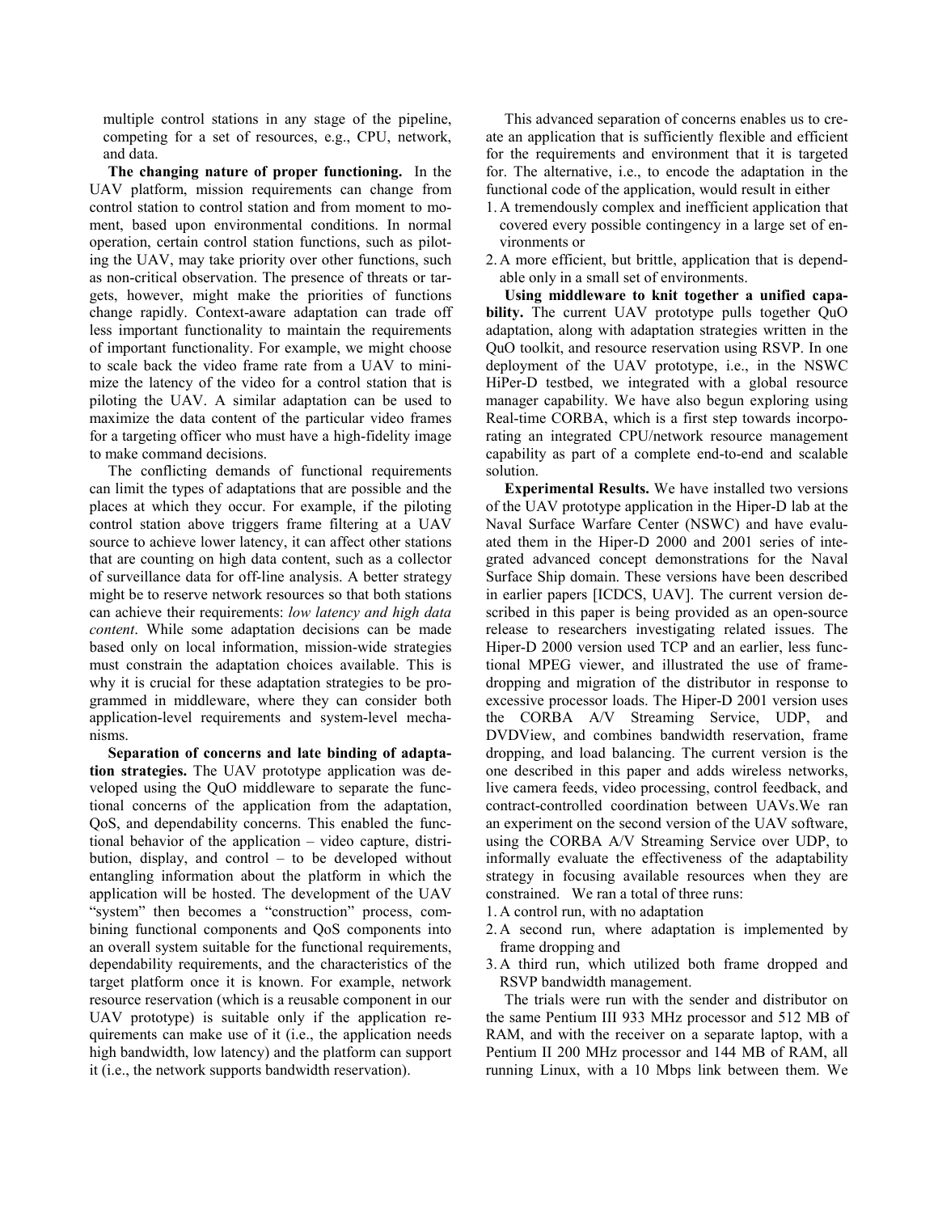multiple control stations in any stage of the pipeline, competing for a set of resources, e.g., CPU, network, and data.

**The changing nature of proper functioning.** In the UAV platform, mission requirements can change from control station to control station and from moment to moment, based upon environmental conditions. In normal operation, certain control station functions, such as piloting the UAV, may take priority over other functions, such as non-critical observation. The presence of threats or targets, however, might make the priorities of functions change rapidly. Context-aware adaptation can trade off less important functionality to maintain the requirements of important functionality. For example, we might choose to scale back the video frame rate from a UAV to minimize the latency of the video for a control station that is piloting the UAV. A similar adaptation can be used to maximize the data content of the particular video frames for a targeting officer who must have a high-fidelity image to make command decisions.

The conflicting demands of functional requirements can limit the types of adaptations that are possible and the places at which they occur. For example, if the piloting control station above triggers frame filtering at a UAV source to achieve lower latency, it can affect other stations that are counting on high data content, such as a collector of surveillance data for off-line analysis. A better strategy might be to reserve network resources so that both stations can achieve their requirements: *low latency and high data content*. While some adaptation decisions can be made based only on local information, mission-wide strategies must constrain the adaptation choices available. This is why it is crucial for these adaptation strategies to be programmed in middleware, where they can consider both application-level requirements and system-level mechanisms.

**Separation of concerns and late binding of adaptation strategies.** The UAV prototype application was developed using the QuO middleware to separate the functional concerns of the application from the adaptation, QoS, and dependability concerns. This enabled the functional behavior of the application – video capture, distribution, display, and control – to be developed without entangling information about the platform in which the application will be hosted. The development of the UAV "system" then becomes a "construction" process, combining functional components and QoS components into an overall system suitable for the functional requirements, dependability requirements, and the characteristics of the target platform once it is known. For example, network resource reservation (which is a reusable component in our UAV prototype) is suitable only if the application requirements can make use of it (i.e., the application needs high bandwidth, low latency) and the platform can support it (i.e., the network supports bandwidth reservation).

This advanced separation of concerns enables us to create an application that is sufficiently flexible and efficient for the requirements and environment that it is targeted for. The alternative, i.e., to encode the adaptation in the functional code of the application, would result in either

1. A tremendously complex and inefficient application that covered every possible contingency in a large set of environments or
2. A more efficient, but brittle, application that is dependable only in a small set of environments.

**Using middleware to knit together a unified capability.** The current UAV prototype pulls together QuO adaptation, along with adaptation strategies written in the QuO toolkit, and resource reservation using RSVP. In one deployment of the UAV prototype, i.e., in the NSWC HiPer-D testbed, we integrated with a global resource manager capability. We have also begun exploring using Real-time CORBA, which is a first step towards incorporating an integrated CPU/network resource management capability as part of a complete end-to-end and scalable solution.

**Experimental Results.** We have installed two versions of the UAV prototype application in the Hiper-D lab at the Naval Surface Warfare Center (NSWC) and have evaluated them in the Hiper-D 2000 and 2001 series of integrated advanced concept demonstrations for the Naval Surface Ship domain. These versions have been described in earlier papers [ICDCS, UAV]. The current version described in this paper is being provided as an open-source release to researchers investigating related issues. The Hiper-D 2000 version used TCP and an earlier, less functional MPEG viewer, and illustrated the use of frame-dropping and migration of the distributor in response to excessive processor loads. The Hiper-D 2001 version uses the CORBA A/V Streaming Service, UDP, and DVDView, and combines bandwidth reservation, frame dropping, and load balancing. The current version is the one described in this paper and adds wireless networks, live camera feeds, video processing, control feedback, and contract-controlled coordination between UAVs.We ran an experiment on the second version of the UAV software, using the CORBA A/V Streaming Service over UDP, to informally evaluate the effectiveness of the adaptability strategy in focusing available resources when they are constrained. We ran a total of three runs:

1. A control run, with no adaptation
2. A second run, where adaptation is implemented by frame dropping and
3. A third run, which utilized both frame dropped and RSVP bandwidth management.

The trials were run with the sender and distributor on the same Pentium III 933 MHz processor and 512 MB of RAM, and with the receiver on a separate laptop, with a Pentium II 200 MHz processor and 144 MB of RAM, all running Linux, with a 10 Mbps link between them. We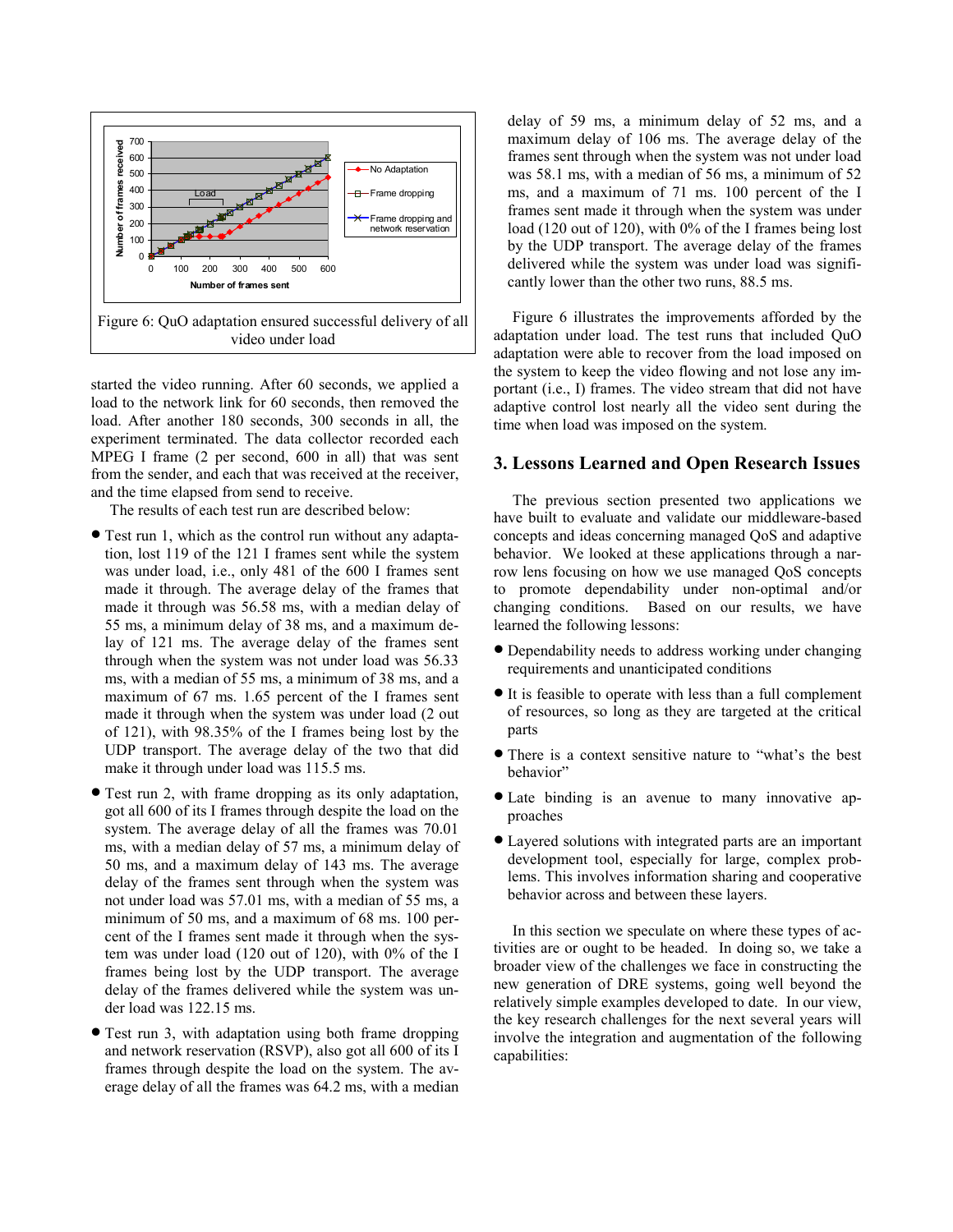Figure 6: QuO adaptation ensured successful delivery of all video under load

started the video running. After 60 seconds, we applied a load to the network link for 60 seconds, then removed the load. After another 180 seconds, 300 seconds in all, the experiment terminated. The data collector recorded each MPEG I frame (2 per second, 600 in all) that was sent from the sender, and each that was received at the receiver, and the time elapsed from send to receive.

The results of each test run are described below:

- Test run 1, which as the control run without any adaptation, lost 119 of the 121 I frames sent while the system was under load, i.e., only 481 of the 600 I frames sent made it through. The average delay of the frames that made it through was 56.58 ms, with a median delay of 55 ms, a minimum delay of 38 ms, and a maximum delay of 121 ms. The average delay of the frames sent through when the system was not under load was 56.33 ms, with a median of 55 ms, a minimum of 38 ms, and a maximum of 67 ms. 1.65 percent of the I frames sent made it through when the system was under load (2 out of 121), with 98.35% of the I frames being lost by the UDP transport. The average delay of the two that did make it through under load was 115.5 ms.
- Test run 2, with frame dropping as its only adaptation, got all 600 of its I frames through despite the load on the system. The average delay of all the frames was 70.01 ms, with a median delay of 57 ms, a minimum delay of 50 ms, and a maximum delay of 143 ms. The average delay of the frames sent through when the system was not under load was 57.01 ms, with a median of 55 ms, a minimum of 50 ms, and a maximum of 68 ms. 100 percent of the I frames sent made it through when the system was under load (120 out of 120), with 0% of the I frames being lost by the UDP transport. The average delay of the frames delivered while the system was under load was 122.15 ms.
- Test run 3, with adaptation using both frame dropping and network reservation (RSVP), also got all 600 of its I frames through despite the load on the system. The average delay of all the frames was 64.2 ms, with a median delay of 59 ms, a minimum delay of 52 ms, and a maximum delay of 106 ms. The average delay of the frames sent through when the system was not under load was 58.1 ms, with a median of 56 ms, a minimum of 52 ms, and a maximum of 71 ms. 100 percent of the I frames sent made it through when the system was under load (120 out of 120), with 0% of the I frames being lost by the UDP transport. The average delay of the frames delivered while the system was under load was significantly lower than the other two runs, 88.5 ms.

Figure 6 illustrates the improvements afforded by the adaptation under load. The test runs that included QuO adaptation were able to recover from the load imposed on the system to keep the video flowing and not lose any important (i.e., I) frames. The video stream that did not have adaptive control lost nearly all the video sent during the time when load was imposed on the system.

## 3. Lessons Learned and Open Research Issues

The previous section presented two applications we have built to evaluate and validate our middleware-based concepts and ideas concerning managed QoS and adaptive behavior. We looked at these applications through a narrow lens focusing on how we use managed QoS concepts to promote dependability under non-optimal and/or changing conditions. Based on our results, we have learned the following lessons:

- Dependability needs to address working under changing requirements and unanticipated conditions
- It is feasible to operate with less than a full complement of resources, so long as they are targeted at the critical parts
- There is a context sensitive nature to "what's the best behavior"
- Late binding is an avenue to many innovative approaches
- Layered solutions with integrated parts are an important development tool, especially for large, complex problems. This involves information sharing and cooperative behavior across and between these layers.

In this section we speculate on where these types of activities are or ought to be headed. In doing so, we take a broader view of the challenges we face in constructing the new generation of DRE systems, going well beyond the relatively simple examples developed to date. In our view, the key research challenges for the next several years will involve the integration and augmentation of the following capabilities: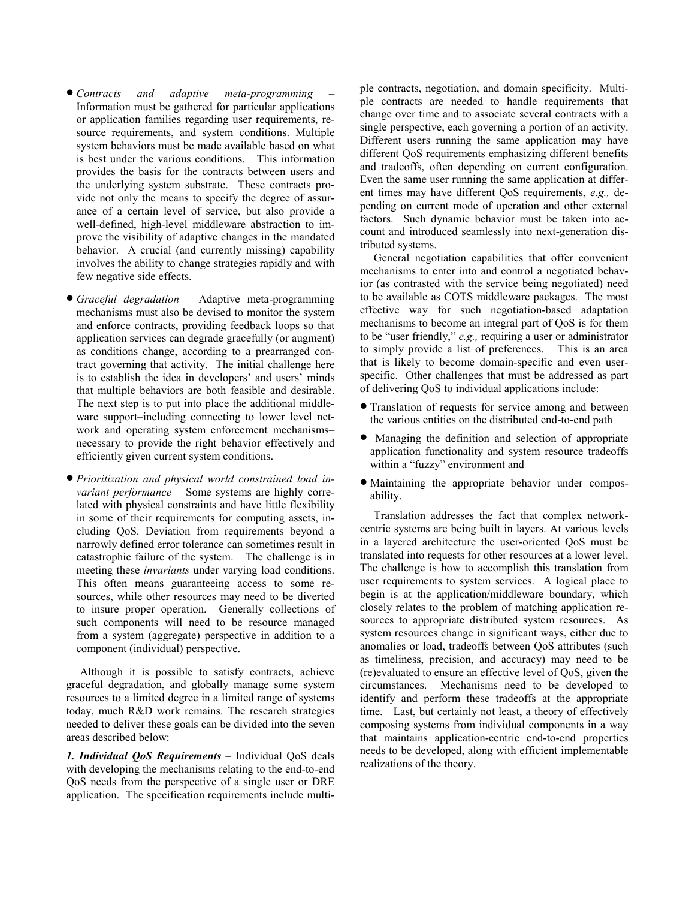- *Contracts and adaptive meta-programming* – Information must be gathered for particular applications or application families regarding user requirements, resource requirements, and system conditions. Multiple system behaviors must be made available based on what is best under the various conditions. This information provides the basis for the contracts between users and the underlying system substrate. These contracts provide not only the means to specify the degree of assurance of a certain level of service, but also provide a well-defined, high-level middleware abstraction to improve the visibility of adaptive changes in the mandated behavior. A crucial (and currently missing) capability involves the ability to change strategies rapidly and with few negative side effects.

- *Graceful degradation* – Adaptive meta-programming mechanisms must also be devised to monitor the system and enforce contracts, providing feedback loops so that application services can degrade gracefully (or augment) as conditions change, according to a prearranged contract governing that activity. The initial challenge here is to establish the idea in developers' and users' minds that multiple behaviors are both feasible and desirable. The next step is to put into place the additional middleware support–including connecting to lower level network and operating system enforcement mechanisms–necessary to provide the right behavior effectively and efficiently given current system conditions.

- *Prioritization and physical world constrained load invariant performance* – Some systems are highly correlated with physical constraints and have little flexibility in some of their requirements for computing assets, including QoS. Deviation from requirements beyond a narrowly defined error tolerance can sometimes result in catastrophic failure of the system. The challenge is in meeting these *invariants* under varying load conditions. This often means guaranteeing access to some resources, while other resources may need to be diverted to insure proper operation. Generally collections of such components will need to be resource managed from a system (aggregate) perspective in addition to a component (individual) perspective.

Although it is possible to satisfy contracts, achieve graceful degradation, and globally manage some system resources to a limited degree in a limited range of systems today, much R&D work remains. The research strategies needed to deliver these goals can be divided into the seven areas described below:

***1. Individual QoS Requirements*** – Individual QoS deals with developing the mechanisms relating to the end-to-end QoS needs from the perspective of a single user or DRE application. The specification requirements include multiple contracts, negotiation, and domain specificity. Multiple contracts are needed to handle requirements that change over time and to associate several contracts with a single perspective, each governing a portion of an activity. Different users running the same application may have different QoS requirements emphasizing different benefits and tradeoffs, often depending on current configuration. Even the same user running the same application at different times may have different QoS requirements, *e.g.,* depending on current mode of operation and other external factors. Such dynamic behavior must be taken into account and introduced seamlessly into next-generation distributed systems.

General negotiation capabilities that offer convenient mechanisms to enter into and control a negotiated behavior (as contrasted with the service being negotiated) need to be available as COTS middleware packages. The most effective way for such negotiation-based adaptation mechanisms to become an integral part of QoS is for them to be "user friendly," *e.g.,* requiring a user or administrator to simply provide a list of preferences. This is an area that is likely to become domain-specific and even user-specific. Other challenges that must be addressed as part of delivering QoS to individual applications include:

- Translation of requests for service among and between the various entities on the distributed end-to-end path
- Managing the definition and selection of appropriate application functionality and system resource tradeoffs within a "fuzzy" environment and
- Maintaining the appropriate behavior under composability.

Translation addresses the fact that complex network-centric systems are being built in layers. At various levels in a layered architecture the user-oriented QoS must be translated into requests for other resources at a lower level. The challenge is how to accomplish this translation from user requirements to system services. A logical place to begin is at the application/middleware boundary, which closely relates to the problem of matching application resources to appropriate distributed system resources. As system resources change in significant ways, either due to anomalies or load, tradeoffs between QoS attributes (such as timeliness, precision, and accuracy) may need to be (re)evaluated to ensure an effective level of QoS, given the circumstances. Mechanisms need to be developed to identify and perform these tradeoffs at the appropriate time. Last, but certainly not least, a theory of effectively composing systems from individual components in a way that maintains application-centric end-to-end properties needs to be developed, along with efficient implementable realizations of the theory.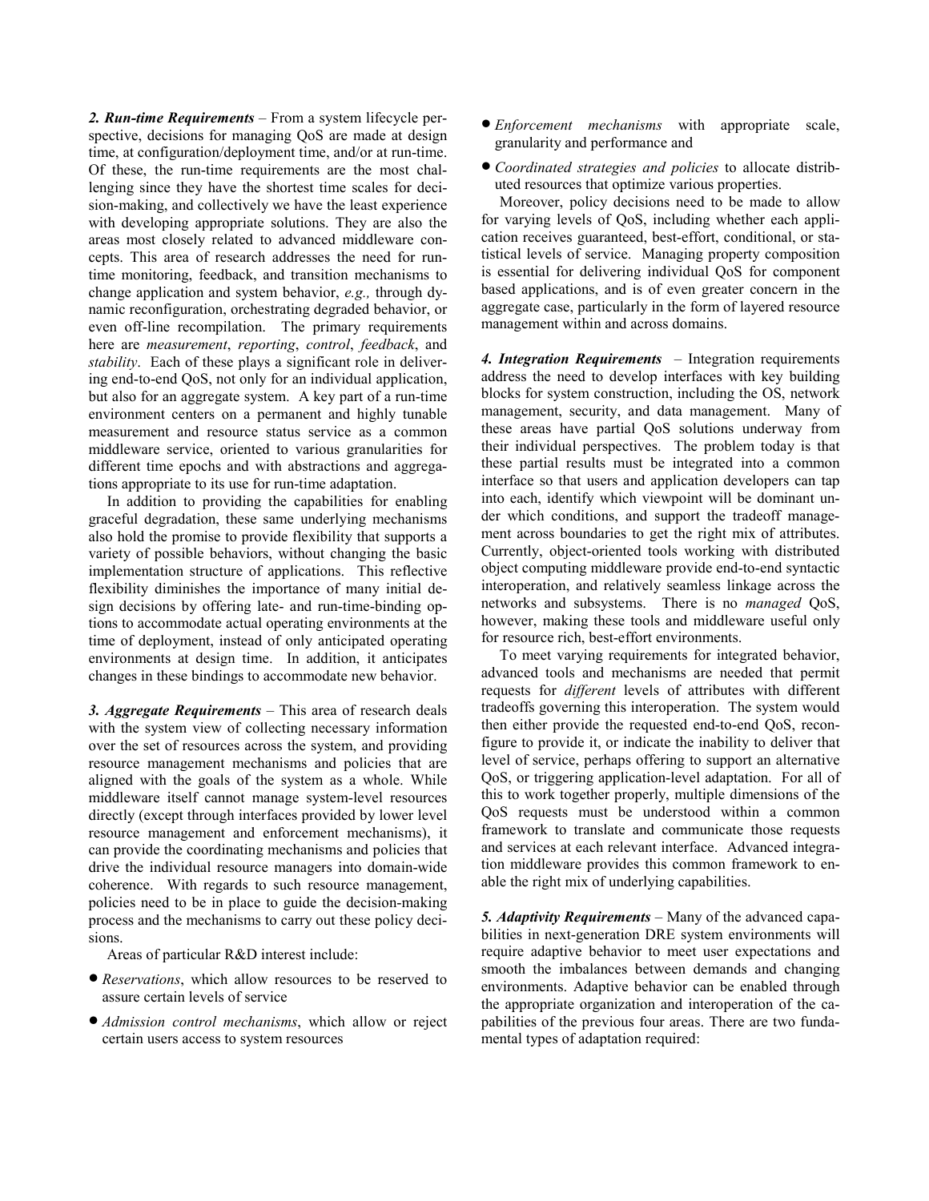***2. Run-time Requirements*** – From a system lifecycle perspective, decisions for managing QoS are made at design time, at configuration/deployment time, and/or at run-time. Of these, the run-time requirements are the most challenging since they have the shortest time scales for decision-making, and collectively we have the least experience with developing appropriate solutions. They are also the areas most closely related to advanced middleware concepts. This area of research addresses the need for runtime monitoring, feedback, and transition mechanisms to change application and system behavior, *e.g.,* through dynamic reconfiguration, orchestrating degraded behavior, or even off-line recompilation. The primary requirements here are *measurement*, *reporting*, *control*, *feedback*, and *stability*. Each of these plays a significant role in delivering end-to-end QoS, not only for an individual application, but also for an aggregate system. A key part of a run-time environment centers on a permanent and highly tunable measurement and resource status service as a common middleware service, oriented to various granularities for different time epochs and with abstractions and aggregations appropriate to its use for run-time adaptation.

In addition to providing the capabilities for enabling graceful degradation, these same underlying mechanisms also hold the promise to provide flexibility that supports a variety of possible behaviors, without changing the basic implementation structure of applications. This reflective flexibility diminishes the importance of many initial design decisions by offering late- and run-time-binding options to accommodate actual operating environments at the time of deployment, instead of only anticipated operating environments at design time. In addition, it anticipates changes in these bindings to accommodate new behavior.

***3. Aggregate Requirements*** – This area of research deals with the system view of collecting necessary information over the set of resources across the system, and providing resource management mechanisms and policies that are aligned with the goals of the system as a whole. While middleware itself cannot manage system-level resources directly (except through interfaces provided by lower level resource management and enforcement mechanisms), it can provide the coordinating mechanisms and policies that drive the individual resource managers into domain-wide coherence. With regards to such resource management, policies need to be in place to guide the decision-making process and the mechanisms to carry out these policy decisions.

Areas of particular R&D interest include:

- *Reservations*, which allow resources to be reserved to assure certain levels of service
- *Admission control mechanisms*, which allow or reject certain users access to system resources
- *Enforcement mechanisms* with appropriate scale, granularity and performance and
- *Coordinated strategies and policies* to allocate distributed resources that optimize various properties.

Moreover, policy decisions need to be made to allow for varying levels of QoS, including whether each application receives guaranteed, best-effort, conditional, or statistical levels of service. Managing property composition is essential for delivering individual QoS for component based applications, and is of even greater concern in the aggregate case, particularly in the form of layered resource management within and across domains.

***4. Integration Requirements*** – Integration requirements address the need to develop interfaces with key building blocks for system construction, including the OS, network management, security, and data management. Many of these areas have partial QoS solutions underway from their individual perspectives. The problem today is that these partial results must be integrated into a common interface so that users and application developers can tap into each, identify which viewpoint will be dominant under which conditions, and support the tradeoff management across boundaries to get the right mix of attributes. Currently, object-oriented tools working with distributed object computing middleware provide end-to-end syntactic interoperation, and relatively seamless linkage across the networks and subsystems. There is no *managed* QoS, however, making these tools and middleware useful only for resource rich, best-effort environments.

To meet varying requirements for integrated behavior, advanced tools and mechanisms are needed that permit requests for *different* levels of attributes with different tradeoffs governing this interoperation. The system would then either provide the requested end-to-end QoS, reconfigure to provide it, or indicate the inability to deliver that level of service, perhaps offering to support an alternative QoS, or triggering application-level adaptation. For all of this to work together properly, multiple dimensions of the QoS requests must be understood within a common framework to translate and communicate those requests and services at each relevant interface. Advanced integration middleware provides this common framework to enable the right mix of underlying capabilities.

***5. Adaptivity Requirements*** – Many of the advanced capabilities in next-generation DRE system environments will require adaptive behavior to meet user expectations and smooth the imbalances between demands and changing environments. Adaptive behavior can be enabled through the appropriate organization and interoperation of the capabilities of the previous four areas. There are two fundamental types of adaptation required: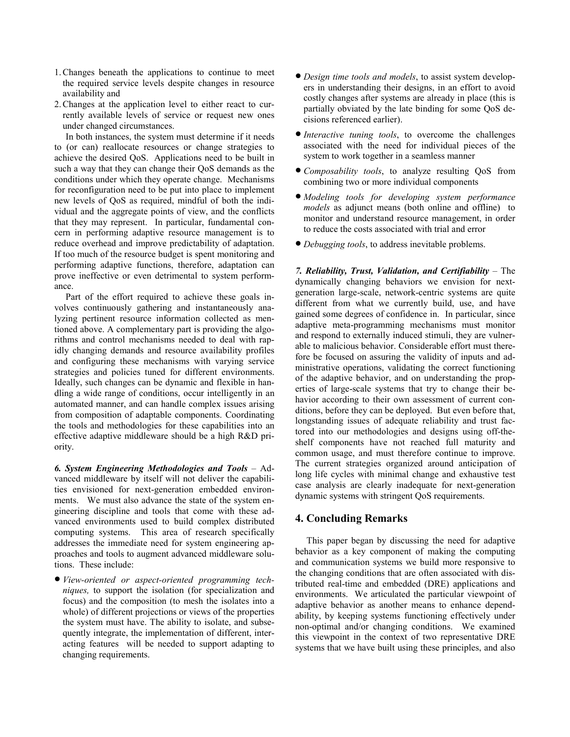1. Changes beneath the applications to continue to meet the required service levels despite changes in resource availability and
2. Changes at the application level to either react to currently available levels of service or request new ones under changed circumstances.

In both instances, the system must determine if it needs to (or can) reallocate resources or change strategies to achieve the desired QoS. Applications need to be built in such a way that they can change their QoS demands as the conditions under which they operate change. Mechanisms for reconfiguration need to be put into place to implement new levels of QoS as required, mindful of both the individual and the aggregate points of view, and the conflicts that they may represent. In particular, fundamental concern in performing adaptive resource management is to reduce overhead and improve predictability of adaptation. If too much of the resource budget is spent monitoring and performing adaptive functions, therefore, adaptation can prove ineffective or even detrimental to system performance.

Part of the effort required to achieve these goals involves continuously gathering and instantaneously analyzing pertinent resource information collected as mentioned above. A complementary part is providing the algorithms and control mechanisms needed to deal with rapidly changing demands and resource availability profiles and configuring these mechanisms with varying service strategies and policies tuned for different environments. Ideally, such changes can be dynamic and flexible in handling a wide range of conditions, occur intelligently in an automated manner, and can handle complex issues arising from composition of adaptable components. Coordinating the tools and methodologies for these capabilities into an effective adaptive middleware should be a high R&D priority.

***6. System Engineering Methodologies and Tools*** – Advanced middleware by itself will not deliver the capabilities envisioned for next-generation embedded environments. We must also advance the state of the system engineering discipline and tools that come with these advanced environments used to build complex distributed computing systems. This area of research specifically addresses the immediate need for system engineering approaches and tools to augment advanced middleware solutions. These include:

- *View-oriented or aspect-oriented programming techniques,* to support the isolation (for specialization and focus) and the composition (to mesh the isolates into a whole) of different projections or views of the properties the system must have. The ability to isolate, and subsequently integrate, the implementation of different, interacting features will be needed to support adapting to changing requirements.
- *Design time tools and models*, to assist system developers in understanding their designs, in an effort to avoid costly changes after systems are already in place (this is partially obviated by the late binding for some QoS decisions referenced earlier).
- *Interactive tuning tools*, to overcome the challenges associated with the need for individual pieces of the system to work together in a seamless manner
- *Composability tools*, to analyze resulting QoS from combining two or more individual components
- *Modeling tools for developing system performance models* as adjunct means (both online and offline) to monitor and understand resource management, in order to reduce the costs associated with trial and error
- *Debugging tools*, to address inevitable problems.

***7. Reliability, Trust, Validation, and Certifiability*** – The dynamically changing behaviors we envision for next-generation large-scale, network-centric systems are quite different from what we currently build, use, and have gained some degrees of confidence in. In particular, since adaptive meta-programming mechanisms must monitor and respond to externally induced stimuli, they are vulnerable to malicious behavior. Considerable effort must therefore be focused on assuring the validity of inputs and administrative operations, validating the correct functioning of the adaptive behavior, and on understanding the properties of large-scale systems that try to change their behavior according to their own assessment of current conditions, before they can be deployed. But even before that, longstanding issues of adequate reliability and trust factored into our methodologies and designs using off-the-shelf components have not reached full maturity and common usage, and must therefore continue to improve. The current strategies organized around anticipation of long life cycles with minimal change and exhaustive test case analysis are clearly inadequate for next-generation dynamic systems with stringent QoS requirements.

## 4. Concluding Remarks

This paper began by discussing the need for adaptive behavior as a key component of making the computing and communication systems we build more responsive to the changing conditions that are often associated with distributed real-time and embedded (DRE) applications and environments. We articulated the particular viewpoint of adaptive behavior as another means to enhance dependability, by keeping systems functioning effectively under non-optimal and/or changing conditions. We examined this viewpoint in the context of two representative DRE systems that we have built using these principles, and also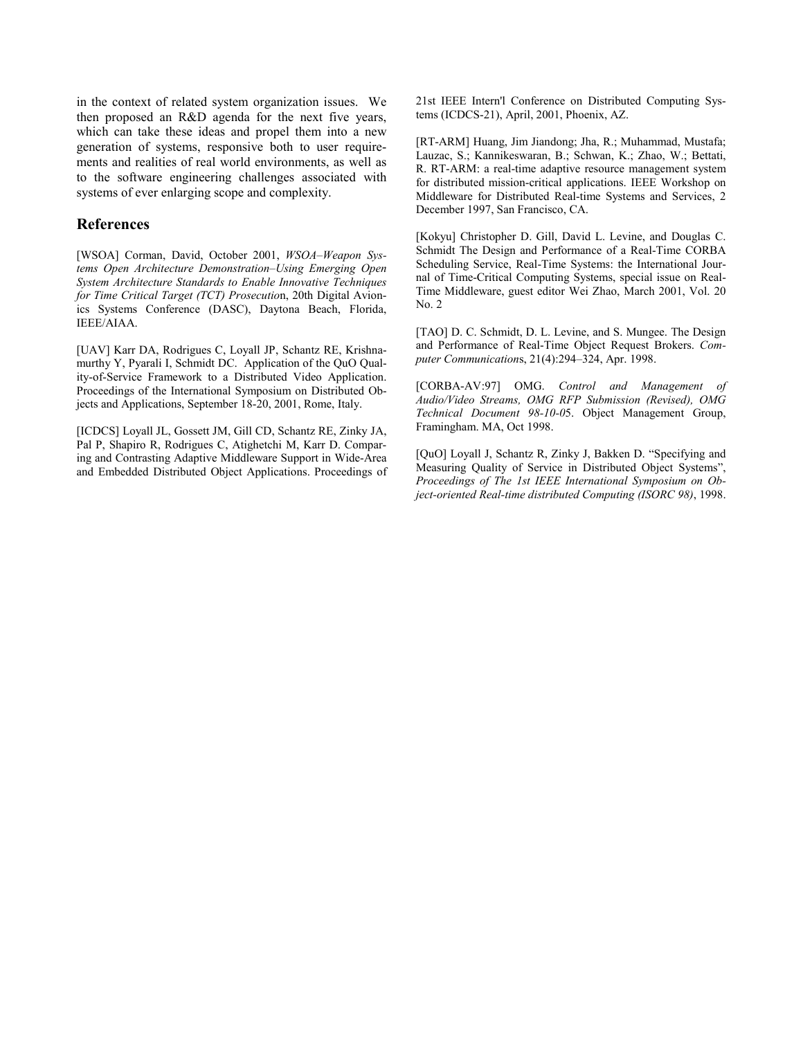in the context of related system organization issues. We then proposed an R&D agenda for the next five years, which can take these ideas and propel them into a new generation of systems, responsive both to user requirements and realities of real world environments, as well as to the software engineering challenges associated with systems of ever enlarging scope and complexity.

## References

[WSOA] Corman, David, October 2001, *WSOA–Weapon Systems Open Architecture Demonstration–Using Emerging Open System Architecture Standards to Enable Innovative Techniques for Time Critical Target (TCT) Prosecutio*n, 20th Digital Avionics Systems Conference (DASC), Daytona Beach, Florida, IEEE/AIAA.

[UAV] Karr DA, Rodrigues C, Loyall JP, Schantz RE, Krishnamurthy Y, Pyarali I, Schmidt DC. Application of the QuO Quality-of-Service Framework to a Distributed Video Application. Proceedings of the International Symposium on Distributed Objects and Applications, September 18-20, 2001, Rome, Italy.

[ICDCS] Loyall JL, Gossett JM, Gill CD, Schantz RE, Zinky JA, Pal P, Shapiro R, Rodrigues C, Atighetchi M, Karr D. Comparing and Contrasting Adaptive Middleware Support in Wide-Area and Embedded Distributed Object Applications. Proceedings of 21st IEEE Intern'l Conference on Distributed Computing Systems (ICDCS-21), April, 2001, Phoenix, AZ.

[RT-ARM] Huang, Jim Jiandong; Jha, R.; Muhammad, Mustafa; Lauzac, S.; Kannikeswaran, B.; Schwan, K.; Zhao, W.; Bettati, R. RT-ARM: a real-time adaptive resource management system for distributed mission-critical applications. IEEE Workshop on Middleware for Distributed Real-time Systems and Services, 2 December 1997, San Francisco, CA.

[Kokyu] Christopher D. Gill, David L. Levine, and Douglas C. Schmidt The Design and Performance of a Real-Time CORBA Scheduling Service, Real-Time Systems: the International Journal of Time-Critical Computing Systems, special issue on Real-Time Middleware, guest editor Wei Zhao, March 2001, Vol. 20 No. 2

[TAO] D. C. Schmidt, D. L. Levine, and S. Mungee. The Design and Performance of Real-Time Object Request Brokers. *Computer Communication*s, 21(4):294–324, Apr. 1998.

[CORBA-AV:97] OMG. *Control and Management of Audio/Video Streams, OMG RFP Submission (Revised), OMG Technical Document 98-10-0*5. Object Management Group, Framingham. MA, Oct 1998.

[QuO] Loyall J, Schantz R, Zinky J, Bakken D. "Specifying and Measuring Quality of Service in Distributed Object Systems", *Proceedings of The 1st IEEE International Symposium on Object-oriented Real-time distributed Computing (ISORC 98)*, 1998.